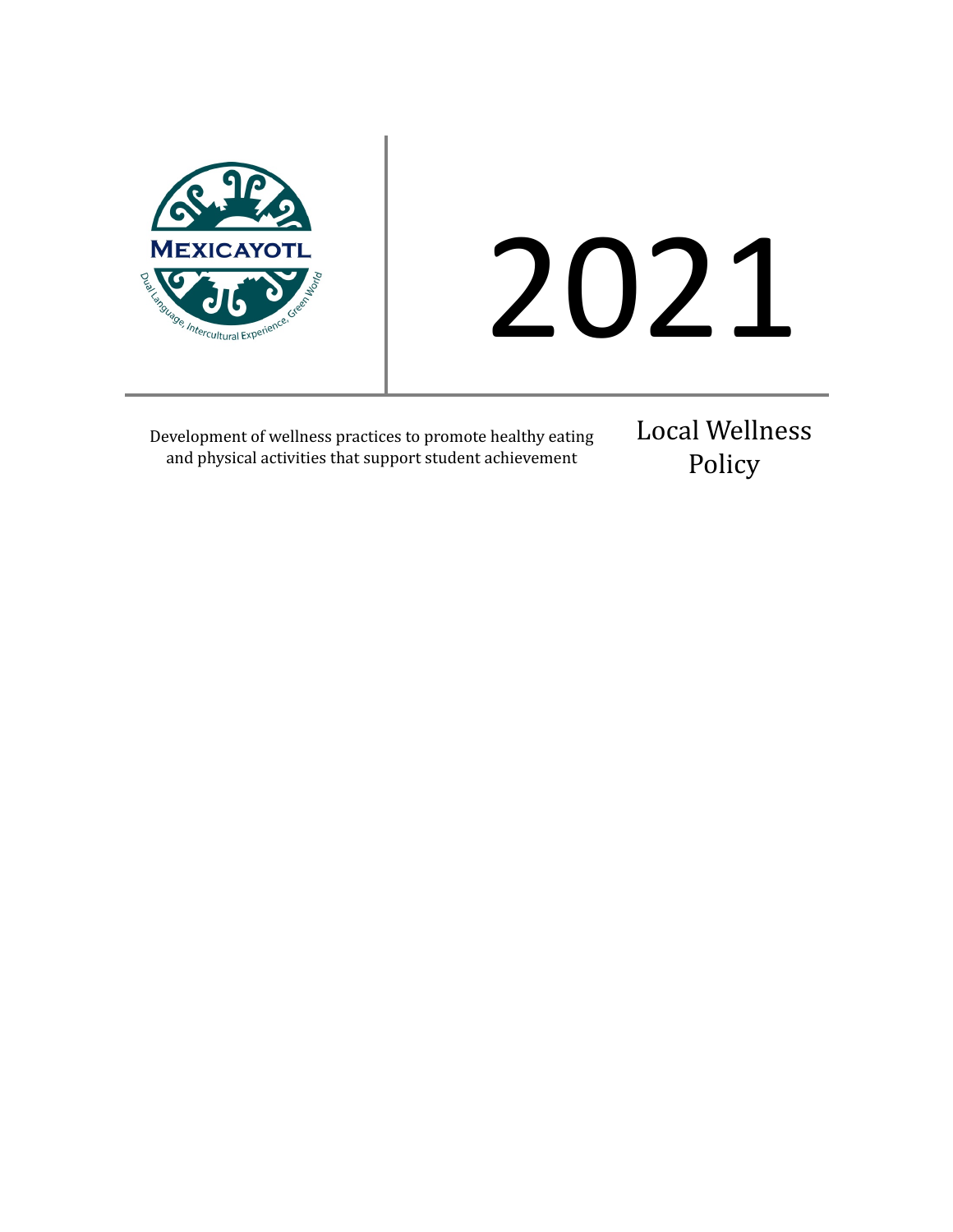MEXICAYOTL

Dual Language, Intercultural Experience, Green World

# 2021

Development of wellness practices to promote healthy eating and physical activities that support student achievement

## Local Wellness Policy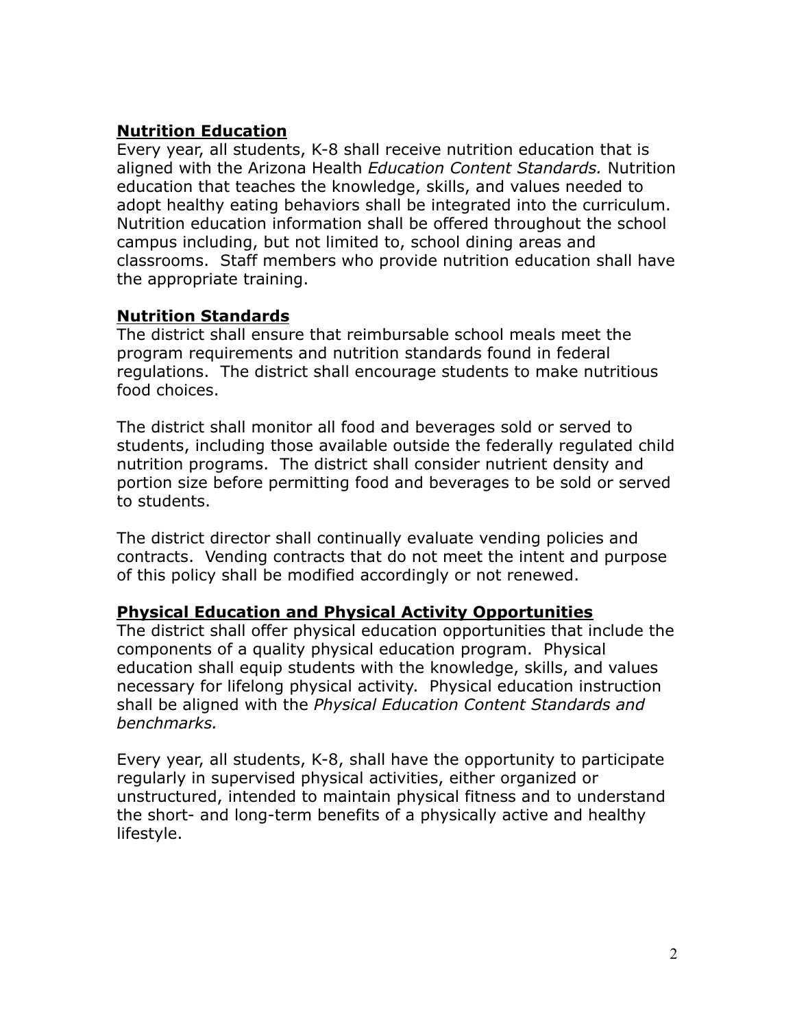## Nutrition Education

Every year, all students, K-8 shall receive nutrition education that is aligned with the Arizona Health *Education Content Standards.* Nutrition education that teaches the knowledge, skills, and values needed to adopt healthy eating behaviors shall be integrated into the curriculum. Nutrition education information shall be offered throughout the school campus including, but not limited to, school dining areas and classrooms. Staff members who provide nutrition education shall have the appropriate training.

## Nutrition Standards

The district shall ensure that reimbursable school meals meet the program requirements and nutrition standards found in federal regulations. The district shall encourage students to make nutritious food choices.

The district shall monitor all food and beverages sold or served to students, including those available outside the federally regulated child nutrition programs. The district shall consider nutrient density and portion size before permitting food and beverages to be sold or served to students.

The district director shall continually evaluate vending policies and contracts. Vending contracts that do not meet the intent and purpose of this policy shall be modified accordingly or not renewed.

## Physical Education and Physical Activity Opportunities

The district shall offer physical education opportunities that include the components of a quality physical education program. Physical education shall equip students with the knowledge, skills, and values necessary for lifelong physical activity. Physical education instruction shall be aligned with the *Physical Education Content Standards and benchmarks.*

Every year, all students, K-8, shall have the opportunity to participate regularly in supervised physical activities, either organized or unstructured, intended to maintain physical fitness and to understand the short- and long-term benefits of a physically active and healthy lifestyle.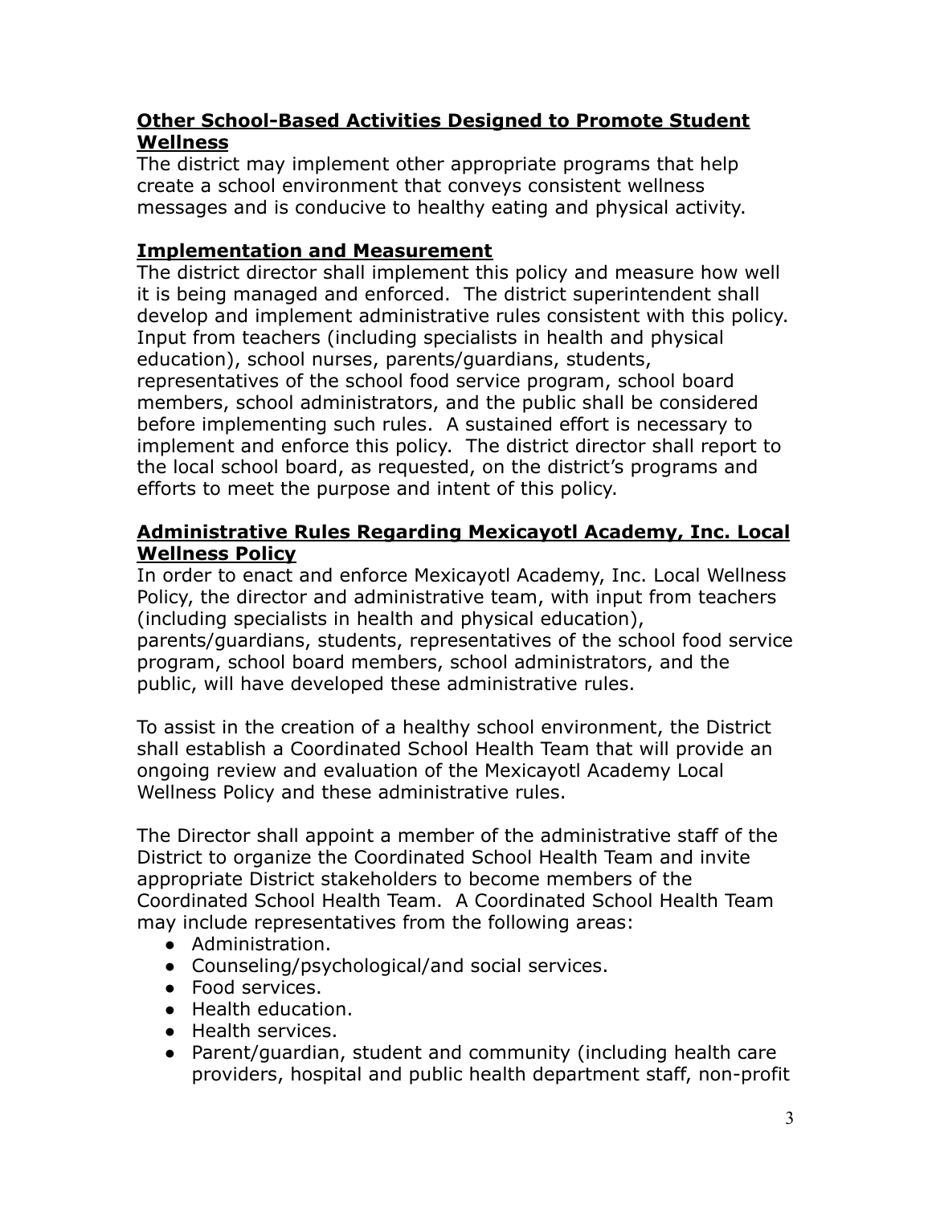## Other School-Based Activities Designed to Promote Student Wellness

The district may implement other appropriate programs that help create a school environment that conveys consistent wellness messages and is conducive to healthy eating and physical activity.

## Implementation and Measurement

The district director shall implement this policy and measure how well it is being managed and enforced. The district superintendent shall develop and implement administrative rules consistent with this policy. Input from teachers (including specialists in health and physical education), school nurses, parents/guardians, students, representatives of the school food service program, school board members, school administrators, and the public shall be considered before implementing such rules. A sustained effort is necessary to implement and enforce this policy. The district director shall report to the local school board, as requested, on the district's programs and efforts to meet the purpose and intent of this policy.

## Administrative Rules Regarding Mexicayotl Academy, Inc. Local Wellness Policy

In order to enact and enforce Mexicayotl Academy, Inc. Local Wellness Policy, the director and administrative team, with input from teachers (including specialists in health and physical education), parents/guardians, students, representatives of the school food service program, school board members, school administrators, and the public, will have developed these administrative rules.

To assist in the creation of a healthy school environment, the District shall establish a Coordinated School Health Team that will provide an ongoing review and evaluation of the Mexicayotl Academy Local Wellness Policy and these administrative rules.

The Director shall appoint a member of the administrative staff of the District to organize the Coordinated School Health Team and invite appropriate District stakeholders to become members of the Coordinated School Health Team. A Coordinated School Health Team may include representatives from the following areas:

- Administration.
- Counseling/psychological/and social services.
- Food services.
- Health education.
- Health services.
- Parent/guardian, student and community (including health care providers, hospital and public health department staff, non-profit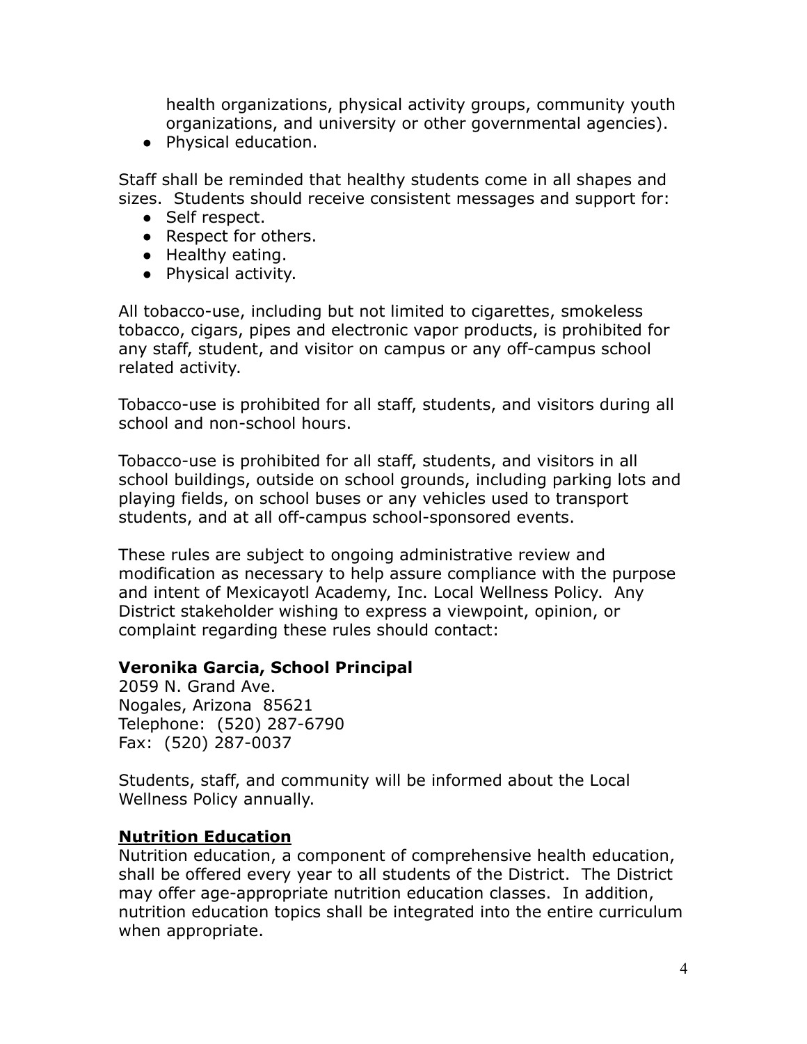health organizations, physical activity groups, community youth organizations, and university or other governmental agencies).

- Physical education.

Staff shall be reminded that healthy students come in all shapes and sizes. Students should receive consistent messages and support for:

- Self respect.
- Respect for others.
- Healthy eating.
- Physical activity.

All tobacco-use, including but not limited to cigarettes, smokeless tobacco, cigars, pipes and electronic vapor products, is prohibited for any staff, student, and visitor on campus or any off-campus school related activity.

Tobacco-use is prohibited for all staff, students, and visitors during all school and non-school hours.

Tobacco-use is prohibited for all staff, students, and visitors in all school buildings, outside on school grounds, including parking lots and playing fields, on school buses or any vehicles used to transport students, and at all off-campus school-sponsored events.

These rules are subject to ongoing administrative review and modification as necessary to help assure compliance with the purpose and intent of Mexicayotl Academy, Inc. Local Wellness Policy. Any District stakeholder wishing to express a viewpoint, opinion, or complaint regarding these rules should contact:

**Veronika Garcia, School Principal**
2059 N. Grand Ave.
Nogales, Arizona 85621
Telephone: (520) 287-6790
Fax: (520) 287-0037

Students, staff, and community will be informed about the Local Wellness Policy annually.

## Nutrition Education

Nutrition education, a component of comprehensive health education, shall be offered every year to all students of the District. The District may offer age-appropriate nutrition education classes. In addition, nutrition education topics shall be integrated into the entire curriculum when appropriate.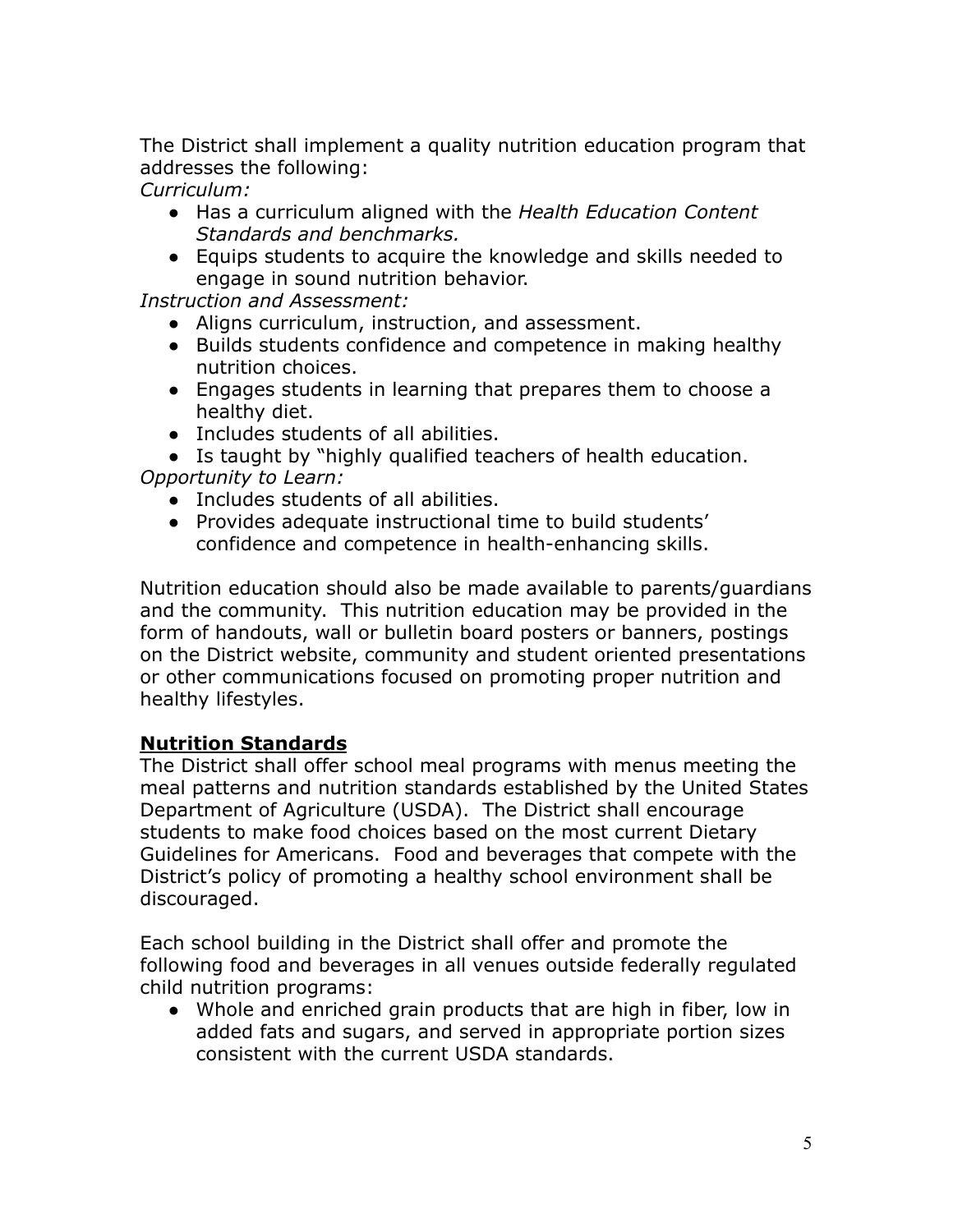The District shall implement a quality nutrition education program that addresses the following:

*Curriculum:*

- Has a curriculum aligned with the *Health Education Content Standards and benchmarks.*
- Equips students to acquire the knowledge and skills needed to engage in sound nutrition behavior.

*Instruction and Assessment:*

- Aligns curriculum, instruction, and assessment.
- Builds students confidence and competence in making healthy nutrition choices.
- Engages students in learning that prepares them to choose a healthy diet.
- Includes students of all abilities.
- Is taught by "highly qualified teachers of health education.

*Opportunity to Learn:*

- Includes students of all abilities.
- Provides adequate instructional time to build students' confidence and competence in health-enhancing skills.

Nutrition education should also be made available to parents/guardians and the community. This nutrition education may be provided in the form of handouts, wall or bulletin board posters or banners, postings on the District website, community and student oriented presentations or other communications focused on promoting proper nutrition and healthy lifestyles.

## **Nutrition Standards**

The District shall offer school meal programs with menus meeting the meal patterns and nutrition standards established by the United States Department of Agriculture (USDA). The District shall encourage students to make food choices based on the most current Dietary Guidelines for Americans. Food and beverages that compete with the District's policy of promoting a healthy school environment shall be discouraged.

Each school building in the District shall offer and promote the following food and beverages in all venues outside federally regulated child nutrition programs:

- Whole and enriched grain products that are high in fiber, low in added fats and sugars, and served in appropriate portion sizes consistent with the current USDA standards.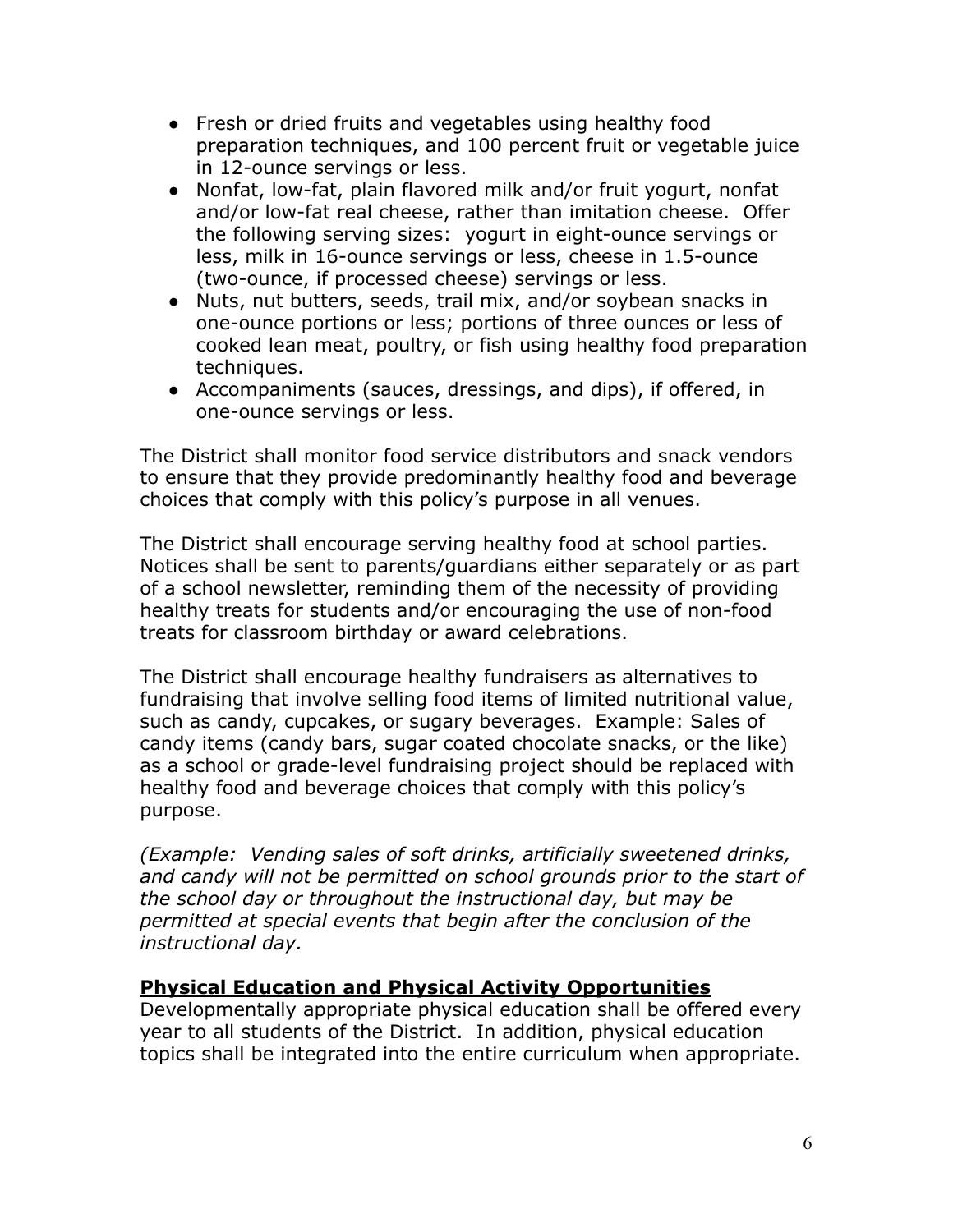- Fresh or dried fruits and vegetables using healthy food preparation techniques, and 100 percent fruit or vegetable juice in 12-ounce servings or less.
- Nonfat, low-fat, plain flavored milk and/or fruit yogurt, nonfat and/or low-fat real cheese, rather than imitation cheese. Offer the following serving sizes: yogurt in eight-ounce servings or less, milk in 16-ounce servings or less, cheese in 1.5-ounce (two-ounce, if processed cheese) servings or less.
- Nuts, nut butters, seeds, trail mix, and/or soybean snacks in one-ounce portions or less; portions of three ounces or less of cooked lean meat, poultry, or fish using healthy food preparation techniques.
- Accompaniments (sauces, dressings, and dips), if offered, in one-ounce servings or less.

The District shall monitor food service distributors and snack vendors to ensure that they provide predominantly healthy food and beverage choices that comply with this policy's purpose in all venues.

The District shall encourage serving healthy food at school parties. Notices shall be sent to parents/guardians either separately or as part of a school newsletter, reminding them of the necessity of providing healthy treats for students and/or encouraging the use of non-food treats for classroom birthday or award celebrations.

The District shall encourage healthy fundraisers as alternatives to fundraising that involve selling food items of limited nutritional value, such as candy, cupcakes, or sugary beverages. Example: Sales of candy items (candy bars, sugar coated chocolate snacks, or the like) as a school or grade-level fundraising project should be replaced with healthy food and beverage choices that comply with this policy's purpose.

*(Example: Vending sales of soft drinks, artificially sweetened drinks, and candy will not be permitted on school grounds prior to the start of the school day or throughout the instructional day, but may be permitted at special events that begin after the conclusion of the instructional day.*

## **Physical Education and Physical Activity Opportunities**

Developmentally appropriate physical education shall be offered every year to all students of the District. In addition, physical education topics shall be integrated into the entire curriculum when appropriate.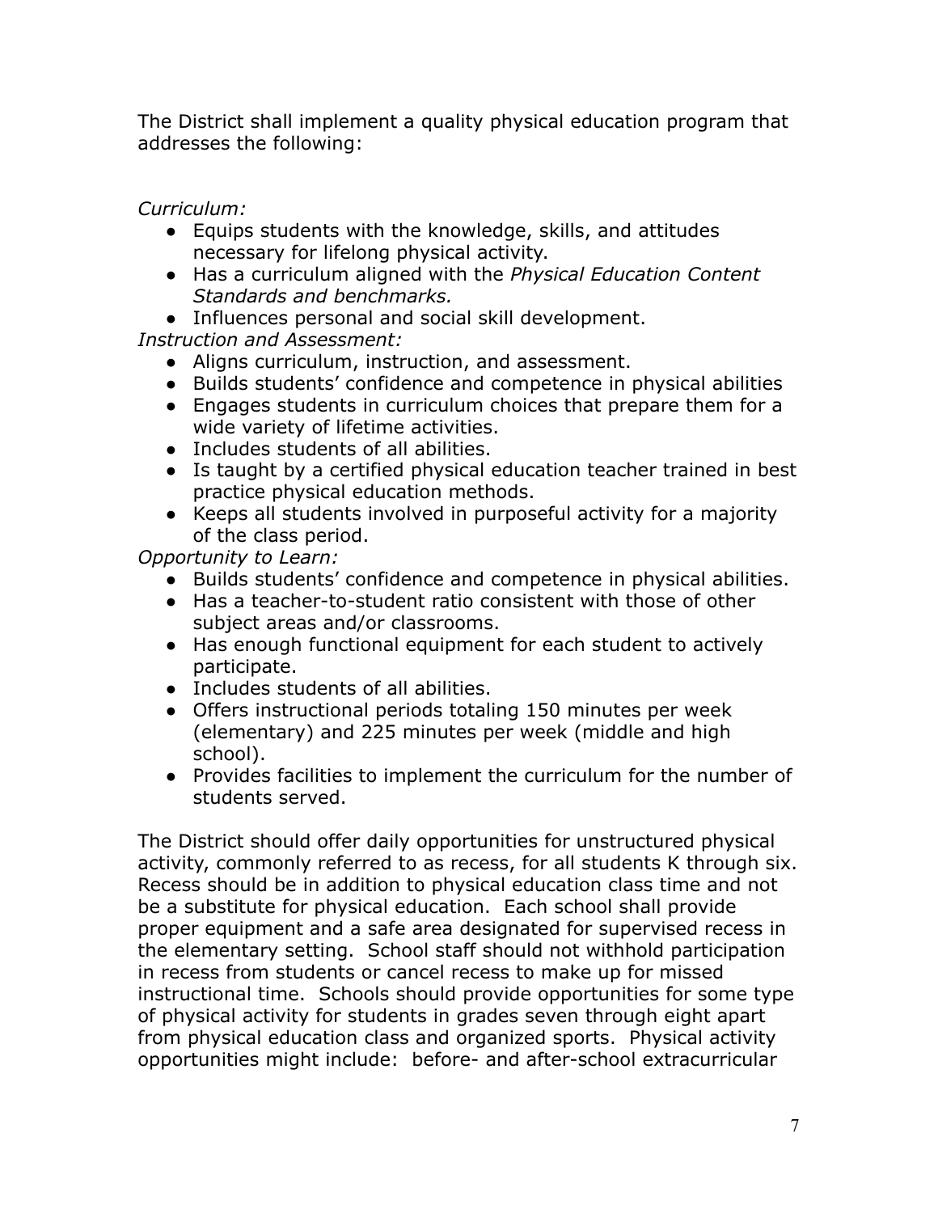The District shall implement a quality physical education program that addresses the following:

*Curriculum:*

- Equips students with the knowledge, skills, and attitudes necessary for lifelong physical activity.
- Has a curriculum aligned with the *Physical Education Content Standards and benchmarks.*
- Influences personal and social skill development.

*Instruction and Assessment:*

- Aligns curriculum, instruction, and assessment.
- Builds students' confidence and competence in physical abilities
- Engages students in curriculum choices that prepare them for a wide variety of lifetime activities.
- Includes students of all abilities.
- Is taught by a certified physical education teacher trained in best practice physical education methods.
- Keeps all students involved in purposeful activity for a majority of the class period.

*Opportunity to Learn:*

- Builds students' confidence and competence in physical abilities.
- Has a teacher-to-student ratio consistent with those of other subject areas and/or classrooms.
- Has enough functional equipment for each student to actively participate.
- Includes students of all abilities.
- Offers instructional periods totaling 150 minutes per week (elementary) and 225 minutes per week (middle and high school).
- Provides facilities to implement the curriculum for the number of students served.

The District should offer daily opportunities for unstructured physical activity, commonly referred to as recess, for all students K through six. Recess should be in addition to physical education class time and not be a substitute for physical education. Each school shall provide proper equipment and a safe area designated for supervised recess in the elementary setting. School staff should not withhold participation in recess from students or cancel recess to make up for missed instructional time. Schools should provide opportunities for some type of physical activity for students in grades seven through eight apart from physical education class and organized sports. Physical activity opportunities might include: before- and after-school extracurricular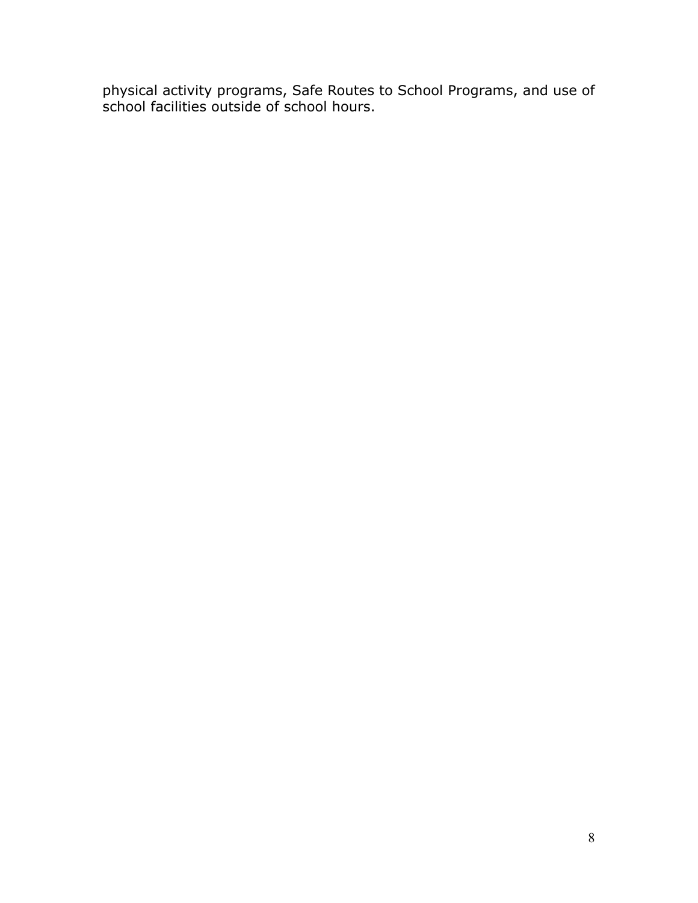physical activity programs, Safe Routes to School Programs, and use of school facilities outside of school hours.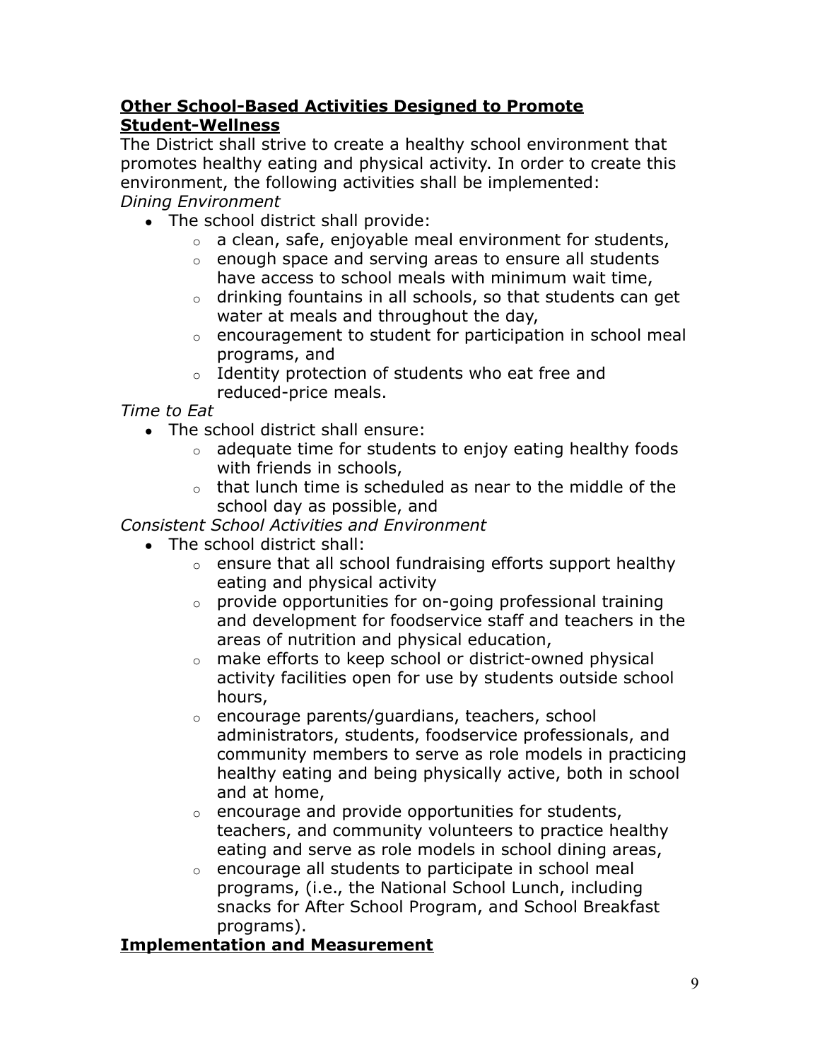## **Other School-Based Activities Designed to Promote Student-Wellness**

The District shall strive to create a healthy school environment that promotes healthy eating and physical activity. In order to create this environment, the following activities shall be implemented:

*Dining Environment*

- The school district shall provide:
  - a clean, safe, enjoyable meal environment for students,
  - enough space and serving areas to ensure all students have access to school meals with minimum wait time,
  - drinking fountains in all schools, so that students can get water at meals and throughout the day,
  - encouragement to student for participation in school meal programs, and
  - Identity protection of students who eat free and reduced-price meals.

*Time to Eat*

- The school district shall ensure:
  - adequate time for students to enjoy eating healthy foods with friends in schools,
  - that lunch time is scheduled as near to the middle of the school day as possible, and

*Consistent School Activities and Environment*

- The school district shall:
  - ensure that all school fundraising efforts support healthy eating and physical activity
  - provide opportunities for on-going professional training and development for foodservice staff and teachers in the areas of nutrition and physical education,
  - make efforts to keep school or district-owned physical activity facilities open for use by students outside school hours,
  - encourage parents/guardians, teachers, school administrators, students, foodservice professionals, and community members to serve as role models in practicing healthy eating and being physically active, both in school and at home,
  - encourage and provide opportunities for students, teachers, and community volunteers to practice healthy eating and serve as role models in school dining areas,
  - encourage all students to participate in school meal programs, (i.e., the National School Lunch, including snacks for After School Program, and School Breakfast programs).

## **Implementation and Measurement**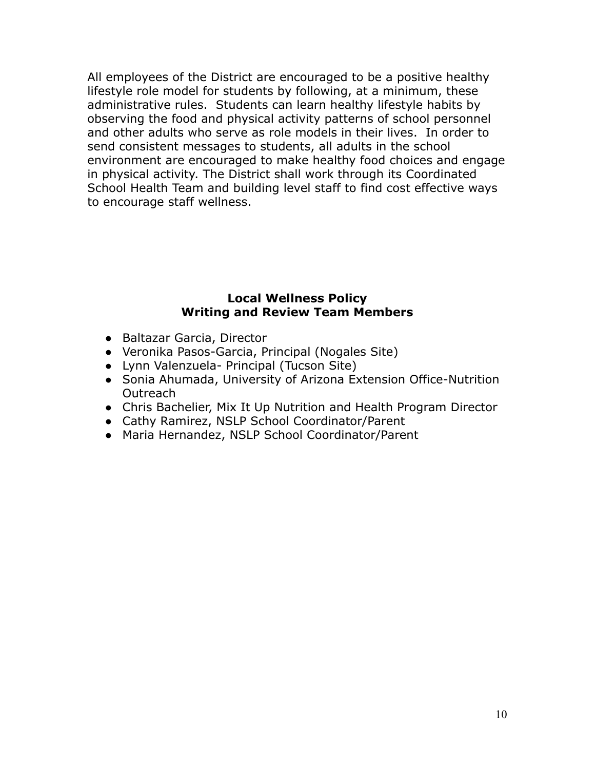All employees of the District are encouraged to be a positive healthy lifestyle role model for students by following, at a minimum, these administrative rules. Students can learn healthy lifestyle habits by observing the food and physical activity patterns of school personnel and other adults who serve as role models in their lives. In order to send consistent messages to students, all adults in the school environment are encouraged to make healthy food choices and engage in physical activity. The District shall work through its Coordinated School Health Team and building level staff to find cost effective ways to encourage staff wellness.

## Local Wellness Policy
## Writing and Review Team Members

- Baltazar Garcia, Director
- Veronika Pasos-Garcia, Principal (Nogales Site)
- Lynn Valenzuela- Principal (Tucson Site)
- Sonia Ahumada, University of Arizona Extension Office-Nutrition Outreach
- Chris Bachelier, Mix It Up Nutrition and Health Program Director
- Cathy Ramirez, NSLP School Coordinator/Parent
- Maria Hernandez, NSLP School Coordinator/Parent